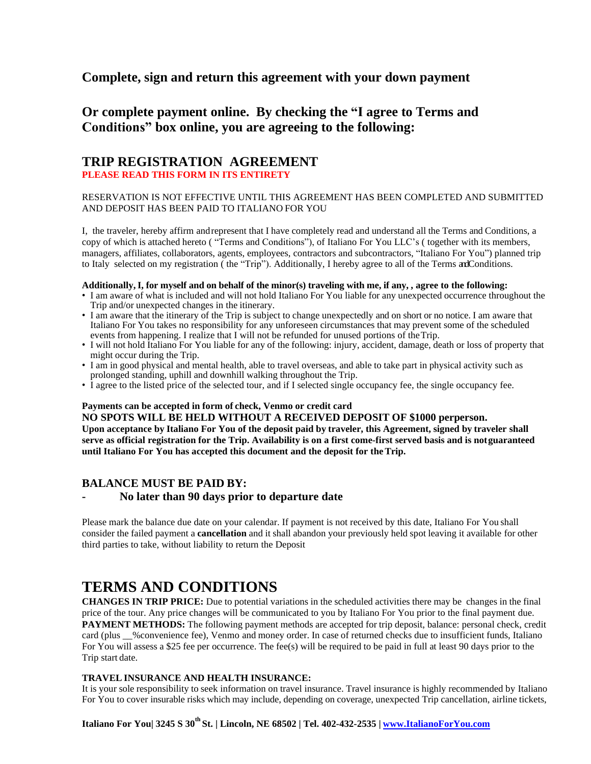## Complete, sign and return this agreement with your down payment

## Or complete payment online. By checking the "I agree to Terms and Conditions" box online, you are agreeing to the following:

# TRIP REGISTRATION AGREEMENT

**PLEASE READ THIS FORM IN ITS ENTIRETY**

RESERVATION IS NOT EFFECTIVE UNTIL THIS AGREEMENT HAS BEEN COMPLETED AND SUBMITTED AND DEPOSIT HAS BEEN PAID TO ITALIANO FOR YOU

I, the traveler, hereby affirm and represent that I have completely read and understand all the Terms and Conditions, a copy of which is attached hereto ( "Terms and Conditions"), of Italiano For You LLC's ( together with its members, managers, affiliates, collaborators, agents, employees, contractors and subcontractors, "Italiano For You") planned trip to Italy selected on my registration ( the "Trip"). Additionally, I hereby agree to all of the Terms and Conditions.

**Additionally, I, for myself and on behalf of the minor(s) traveling with me, if any, , agree to the following:**

- I am aware of what is included and will not hold Italiano For You liable for any unexpected occurrence throughout the Trip and/or unexpected changes in the itinerary.
- I am aware that the itinerary of the Trip is subject to change unexpectedly and on short or no notice. I am aware that Italiano For You takes no responsibility for any unforeseen circumstances that may prevent some of the scheduled events from happening. I realize that I will not be refunded for unused portions of the Trip.
- I will not hold Italiano For You liable for any of the following: injury, accident, damage, death or loss of property that might occur during the Trip.
- I am in good physical and mental health, able to travel overseas, and able to take part in physical activity such as prolonged standing, uphill and downhill walking throughout the Trip.
- I agree to the listed price of the selected tour, and if I selected single occupancy fee, the single occupancy fee.

**Payments can be accepted in form of check, Venmo or credit card**
**NO SPOTS WILL BE HELD WITHOUT A RECEIVED DEPOSIT OF $1000 perperson.**
**Upon acceptance by Italiano For You of the deposit paid by traveler, this Agreement, signed by traveler shall serve as official registration for the Trip. Availability is on a first come-first served basis and is not guaranteed until Italiano For You has accepted this document and the deposit for the Trip.**

### BALANCE MUST BE PAID BY:

- **No later than 90 days prior to departure date**

Please mark the balance due date on your calendar. If payment is not received by this date, Italiano For You shall consider the failed payment a **cancellation** and it shall abandon your previously held spot leaving it available for other third parties to take, without liability to return the Deposit

# TERMS AND CONDITIONS

**CHANGES IN TRIP PRICE:** Due to potential variations in the scheduled activities there may be changes in the final price of the tour. Any price changes will be communicated to you by Italiano For You prior to the final payment due.
**PAYMENT METHODS:** The following payment methods are accepted for trip deposit, balance: personal check, credit card (plus __%convenience fee), Venmo and money order. In case of returned checks due to insufficient funds, Italiano For You will assess a $25 fee per occurrence. The fee(s) will be required to be paid in full at least 90 days prior to the Trip start date.

**TRAVEL INSURANCE AND HEALTH INSURANCE:**
It is your sole responsibility to seek information on travel insurance. Travel insurance is highly recommended by Italiano For You to cover insurable risks which may include, depending on coverage, unexpected Trip cancellation, airline tickets,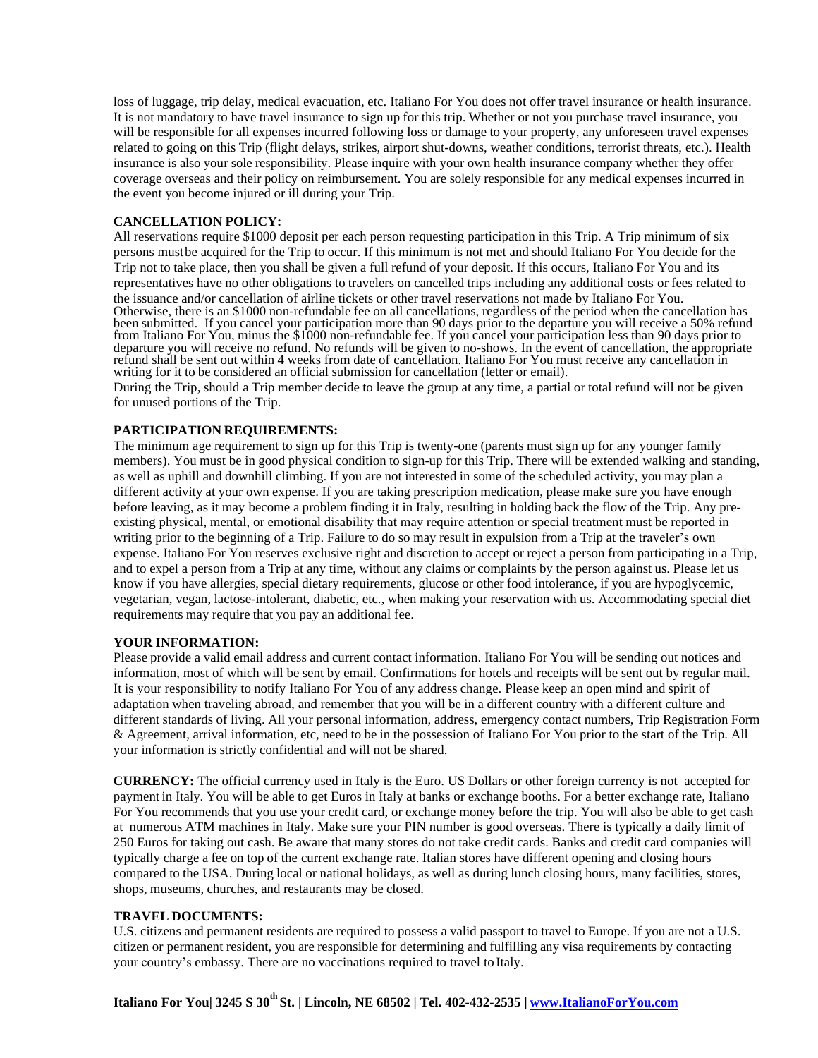loss of luggage, trip delay, medical evacuation, etc. Italiano For You does not offer travel insurance or health insurance. It is not mandatory to have travel insurance to sign up for this trip. Whether or not you purchase travel insurance, you will be responsible for all expenses incurred following loss or damage to your property, any unforeseen travel expenses related to going on this Trip (flight delays, strikes, airport shut-downs, weather conditions, terrorist threats, etc.). Health insurance is also your sole responsibility. Please inquire with your own health insurance company whether they offer coverage overseas and their policy on reimbursement. You are solely responsible for any medical expenses incurred in the event you become injured or ill during your Trip.

**CANCELLATION POLICY:**

All reservations require $1000 deposit per each person requesting participation in this Trip. A Trip minimum of six persons must be acquired for the Trip to occur. If this minimum is not met and should Italiano For You decide for the Trip not to take place, then you shall be given a full refund of your deposit. If this occurs, Italiano For You and its representatives have no other obligations to travelers on cancelled trips including any additional costs or fees related to the issuance and/or cancellation of airline tickets or other travel reservations not made by Italiano For You. Otherwise, there is an $1000 non-refundable fee on all cancellations, regardless of the period when the cancellation has been submitted. If you cancel your participation more than 90 days prior to the departure you will receive a 50% refund from Italiano For You, minus the $1000 non-refundable fee. If you cancel your participation less than 90 days prior to departure you will receive no refund. No refunds will be given to no-shows. In the event of cancellation, the appropriate refund shall be sent out within 4 weeks from date of cancellation. Italiano For You must receive any cancellation in writing for it to be considered an official submission for cancellation (letter or email).

During the Trip, should a Trip member decide to leave the group at any time, a partial or total refund will not be given for unused portions of the Trip.

**PARTICIPATION REQUIREMENTS:**

The minimum age requirement to sign up for this Trip is twenty-one (parents must sign up for any younger family members). You must be in good physical condition to sign-up for this Trip. There will be extended walking and standing, as well as uphill and downhill climbing. If you are not interested in some of the scheduled activity, you may plan a different activity at your own expense. If you are taking prescription medication, please make sure you have enough before leaving, as it may become a problem finding it in Italy, resulting in holding back the flow of the Trip. Any pre-existing physical, mental, or emotional disability that may require attention or special treatment must be reported in writing prior to the beginning of a Trip. Failure to do so may result in expulsion from a Trip at the traveler's own expense. Italiano For You reserves exclusive right and discretion to accept or reject a person from participating in a Trip, and to expel a person from a Trip at any time, without any claims or complaints by the person against us. Please let us know if you have allergies, special dietary requirements, glucose or other food intolerance, if you are hypoglycemic, vegetarian, vegan, lactose-intolerant, diabetic, etc., when making your reservation with us. Accommodating special diet requirements may require that you pay an additional fee.

**YOUR INFORMATION:**

Please provide a valid email address and current contact information. Italiano For You will be sending out notices and information, most of which will be sent by email. Confirmations for hotels and receipts will be sent out by regular mail. It is your responsibility to notify Italiano For You of any address change. Please keep an open mind and spirit of adaptation when traveling abroad, and remember that you will be in a different country with a different culture and different standards of living. All your personal information, address, emergency contact numbers, Trip Registration Form & Agreement, arrival information, etc, need to be in the possession of Italiano For You prior to the start of the Trip. All your information is strictly confidential and will not be shared.

**CURRENCY:** The official currency used in Italy is the Euro. US Dollars or other foreign currency is not accepted for payment in Italy. You will be able to get Euros in Italy at banks or exchange booths. For a better exchange rate, Italiano For You recommends that you use your credit card, or exchange money before the trip. You will also be able to get cash at numerous ATM machines in Italy. Make sure your PIN number is good overseas. There is typically a daily limit of 250 Euros for taking out cash. Be aware that many stores do not take credit cards. Banks and credit card companies will typically charge a fee on top of the current exchange rate. Italian stores have different opening and closing hours compared to the USA. During local or national holidays, as well as during lunch closing hours, many facilities, stores, shops, museums, churches, and restaurants may be closed.

**TRAVEL DOCUMENTS:**

U.S. citizens and permanent residents are required to possess a valid passport to travel to Europe. If you are not a U.S. citizen or permanent resident, you are responsible for determining and fulfilling any visa requirements by contacting your country's embassy. There are no vaccinations required to travel to Italy.

**Italiano For You| 3245 S 30th St. | Lincoln, NE 68502 | Tel. 402-432-2535 | www.ItalianoForYou.com**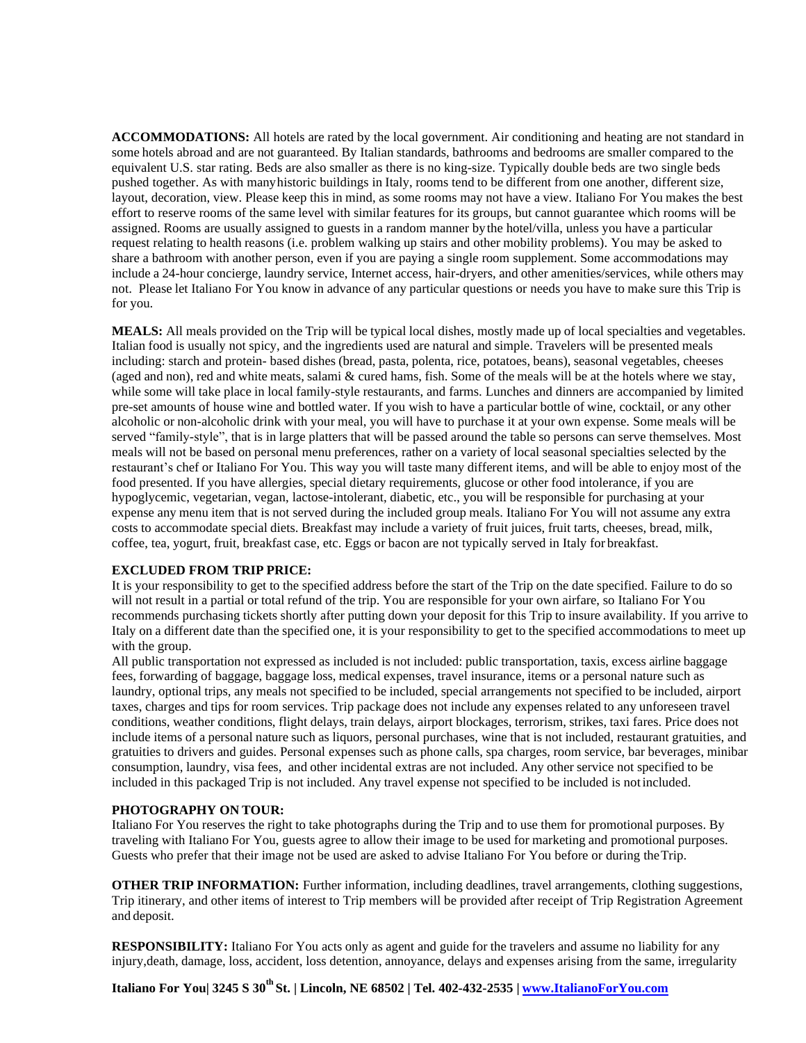**ACCOMMODATIONS:** All hotels are rated by the local government. Air conditioning and heating are not standard in some hotels abroad and are not guaranteed. By Italian standards, bathrooms and bedrooms are smaller compared to the equivalent U.S. star rating. Beds are also smaller as there is no king-size. Typically double beds are two single beds pushed together. As with many historic buildings in Italy, rooms tend to be different from one another, different size, layout, decoration, view. Please keep this in mind, as some rooms may not have a view. Italiano For You makes the best effort to reserve rooms of the same level with similar features for its groups, but cannot guarantee which rooms will be assigned. Rooms are usually assigned to guests in a random manner by the hotel/villa, unless you have a particular request relating to health reasons (i.e. problem walking up stairs and other mobility problems). You may be asked to share a bathroom with another person, even if you are paying a single room supplement. Some accommodations may include a 24-hour concierge, laundry service, Internet access, hair-dryers, and other amenities/services, while others may not. Please let Italiano For You know in advance of any particular questions or needs you have to make sure this Trip is for you.

**MEALS:** All meals provided on the Trip will be typical local dishes, mostly made up of local specialties and vegetables. Italian food is usually not spicy, and the ingredients used are natural and simple. Travelers will be presented meals including: starch and protein- based dishes (bread, pasta, polenta, rice, potatoes, beans), seasonal vegetables, cheeses (aged and non), red and white meats, salami & cured hams, fish. Some of the meals will be at the hotels where we stay, while some will take place in local family-style restaurants, and farms. Lunches and dinners are accompanied by limited pre-set amounts of house wine and bottled water. If you wish to have a particular bottle of wine, cocktail, or any other alcoholic or non-alcoholic drink with your meal, you will have to purchase it at your own expense. Some meals will be served "family-style", that is in large platters that will be passed around the table so persons can serve themselves. Most meals will not be based on personal menu preferences, rather on a variety of local seasonal specialties selected by the restaurant's chef or Italiano For You. This way you will taste many different items, and will be able to enjoy most of the food presented. If you have allergies, special dietary requirements, glucose or other food intolerance, if you are hypoglycemic, vegetarian, vegan, lactose-intolerant, diabetic, etc., you will be responsible for purchasing at your expense any menu item that is not served during the included group meals. Italiano For You will not assume any extra costs to accommodate special diets. Breakfast may include a variety of fruit juices, fruit tarts, cheeses, bread, milk, coffee, tea, yogurt, fruit, breakfast case, etc. Eggs or bacon are not typically served in Italy for breakfast.

**EXCLUDED FROM TRIP PRICE:**

It is your responsibility to get to the specified address before the start of the Trip on the date specified. Failure to do so will not result in a partial or total refund of the trip. You are responsible for your own airfare, so Italiano For You recommends purchasing tickets shortly after putting down your deposit for this Trip to insure availability. If you arrive to Italy on a different date than the specified one, it is your responsibility to get to the specified accommodations to meet up with the group.

All public transportation not expressed as included is not included: public transportation, taxis, excess airline baggage fees, forwarding of baggage, baggage loss, medical expenses, travel insurance, items or a personal nature such as laundry, optional trips, any meals not specified to be included, special arrangements not specified to be included, airport taxes, charges and tips for room services. Trip package does not include any expenses related to any unforeseen travel conditions, weather conditions, flight delays, train delays, airport blockages, terrorism, strikes, taxi fares. Price does not include items of a personal nature such as liquors, personal purchases, wine that is not included, restaurant gratuities, and gratuities to drivers and guides. Personal expenses such as phone calls, spa charges, room service, bar beverages, minibar consumption, laundry, visa fees, and other incidental extras are not included. Any other service not specified to be included in this packaged Trip is not included. Any travel expense not specified to be included is not included.

**PHOTOGRAPHY ON TOUR:**

Italiano For You reserves the right to take photographs during the Trip and to use them for promotional purposes. By traveling with Italiano For You, guests agree to allow their image to be used for marketing and promotional purposes. Guests who prefer that their image not be used are asked to advise Italiano For You before or during the Trip.

**OTHER TRIP INFORMATION:** Further information, including deadlines, travel arrangements, clothing suggestions, Trip itinerary, and other items of interest to Trip members will be provided after receipt of Trip Registration Agreement and deposit.

**RESPONSIBILITY:** Italiano For You acts only as agent and guide for the travelers and assume no liability for any injury,death, damage, loss, accident, loss detention, annoyance, delays and expenses arising from the same, irregularity

**Italiano For You| 3245 S 30th St. | Lincoln, NE 68502 | Tel. 402-432-2535 | www.ItalianoForYou.com**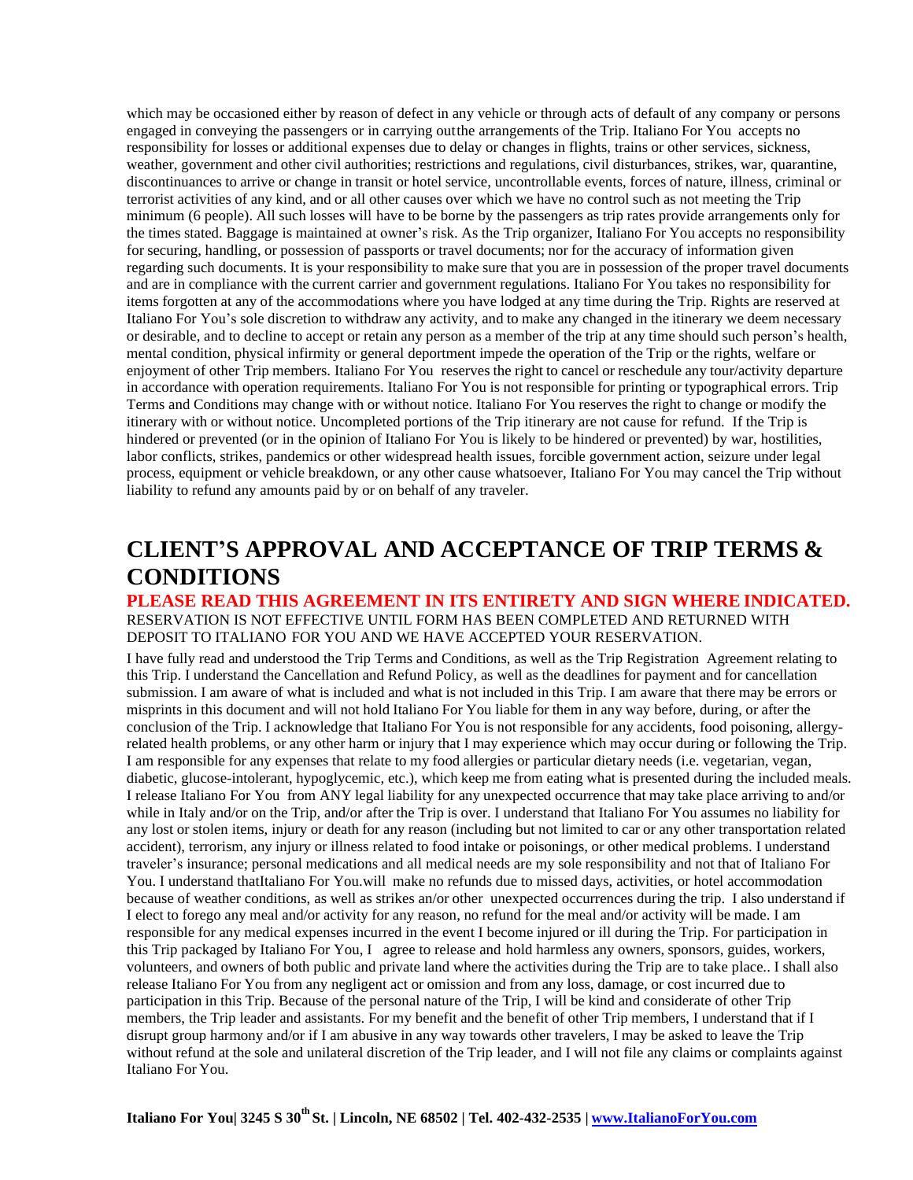which may be occasioned either by reason of defect in any vehicle or through acts of default of any company or persons engaged in conveying the passengers or in carrying outthe arrangements of the Trip. Italiano For You accepts no responsibility for losses or additional expenses due to delay or changes in flights, trains or other services, sickness, weather, government and other civil authorities; restrictions and regulations, civil disturbances, strikes, war, quarantine, discontinuances to arrive or change in transit or hotel service, uncontrollable events, forces of nature, illness, criminal or terrorist activities of any kind, and or all other causes over which we have no control such as not meeting the Trip minimum (6 people). All such losses will have to be borne by the passengers as trip rates provide arrangements only for the times stated. Baggage is maintained at owner's risk. As the Trip organizer, Italiano For You accepts no responsibility for securing, handling, or possession of passports or travel documents; nor for the accuracy of information given regarding such documents. It is your responsibility to make sure that you are in possession of the proper travel documents and are in compliance with the current carrier and government regulations. Italiano For You takes no responsibility for items forgotten at any of the accommodations where you have lodged at any time during the Trip. Rights are reserved at Italiano For You's sole discretion to withdraw any activity, and to make any changed in the itinerary we deem necessary or desirable, and to decline to accept or retain any person as a member of the trip at any time should such person's health, mental condition, physical infirmity or general deportment impede the operation of the Trip or the rights, welfare or enjoyment of other Trip members. Italiano For You reserves the right to cancel or reschedule any tour/activity departure in accordance with operation requirements. Italiano For You is not responsible for printing or typographical errors. Trip Terms and Conditions may change with or without notice. Italiano For You reserves the right to change or modify the itinerary with or without notice. Uncompleted portions of the Trip itinerary are not cause for refund. If the Trip is hindered or prevented (or in the opinion of Italiano For You is likely to be hindered or prevented) by war, hostilities, labor conflicts, strikes, pandemics or other widespread health issues, forcible government action, seizure under legal process, equipment or vehicle breakdown, or any other cause whatsoever, Italiano For You may cancel the Trip without liability to refund any amounts paid by or on behalf of any traveler.

# CLIENT'S APPROVAL AND ACCEPTANCE OF TRIP TERMS & CONDITIONS

**PLEASE READ THIS AGREEMENT IN ITS ENTIRETY AND SIGN WHERE INDICATED.**

RESERVATION IS NOT EFFECTIVE UNTIL FORM HAS BEEN COMPLETED AND RETURNED WITH DEPOSIT TO ITALIANO FOR YOU AND WE HAVE ACCEPTED YOUR RESERVATION.

I have fully read and understood the Trip Terms and Conditions, as well as the Trip Registration Agreement relating to this Trip. I understand the Cancellation and Refund Policy, as well as the deadlines for payment and for cancellation submission. I am aware of what is included and what is not included in this Trip. I am aware that there may be errors or misprints in this document and will not hold Italiano For You liable for them in any way before, during, or after the conclusion of the Trip. I acknowledge that Italiano For You is not responsible for any accidents, food poisoning, allergy-related health problems, or any other harm or injury that I may experience which may occur during or following the Trip. I am responsible for any expenses that relate to my food allergies or particular dietary needs (i.e. vegetarian, vegan, diabetic, glucose-intolerant, hypoglycemic, etc.), which keep me from eating what is presented during the included meals. I release Italiano For You from ANY legal liability for any unexpected occurrence that may take place arriving to and/or while in Italy and/or on the Trip, and/or after the Trip is over. I understand that Italiano For You assumes no liability for any lost or stolen items, injury or death for any reason (including but not limited to car or any other transportation related accident), terrorism, any injury or illness related to food intake or poisonings, or other medical problems. I understand traveler's insurance; personal medications and all medical needs are my sole responsibility and not that of Italiano For You. I understand thatItaliano For You.will make no refunds due to missed days, activities, or hotel accommodation because of weather conditions, as well as strikes an/or other unexpected occurrences during the trip. I also understand if I elect to forego any meal and/or activity for any reason, no refund for the meal and/or activity will be made. I am responsible for any medical expenses incurred in the event I become injured or ill during the Trip. For participation in this Trip packaged by Italiano For You, I agree to release and hold harmless any owners, sponsors, guides, workers, volunteers, and owners of both public and private land where the activities during the Trip are to take place.. I shall also release Italiano For You from any negligent act or omission and from any loss, damage, or cost incurred due to participation in this Trip. Because of the personal nature of the Trip, I will be kind and considerate of other Trip members, the Trip leader and assistants. For my benefit and the benefit of other Trip members, I understand that if I disrupt group harmony and/or if I am abusive in any way towards other travelers, I may be asked to leave the Trip without refund at the sole and unilateral discretion of the Trip leader, and I will not file any claims or complaints against Italiano For You.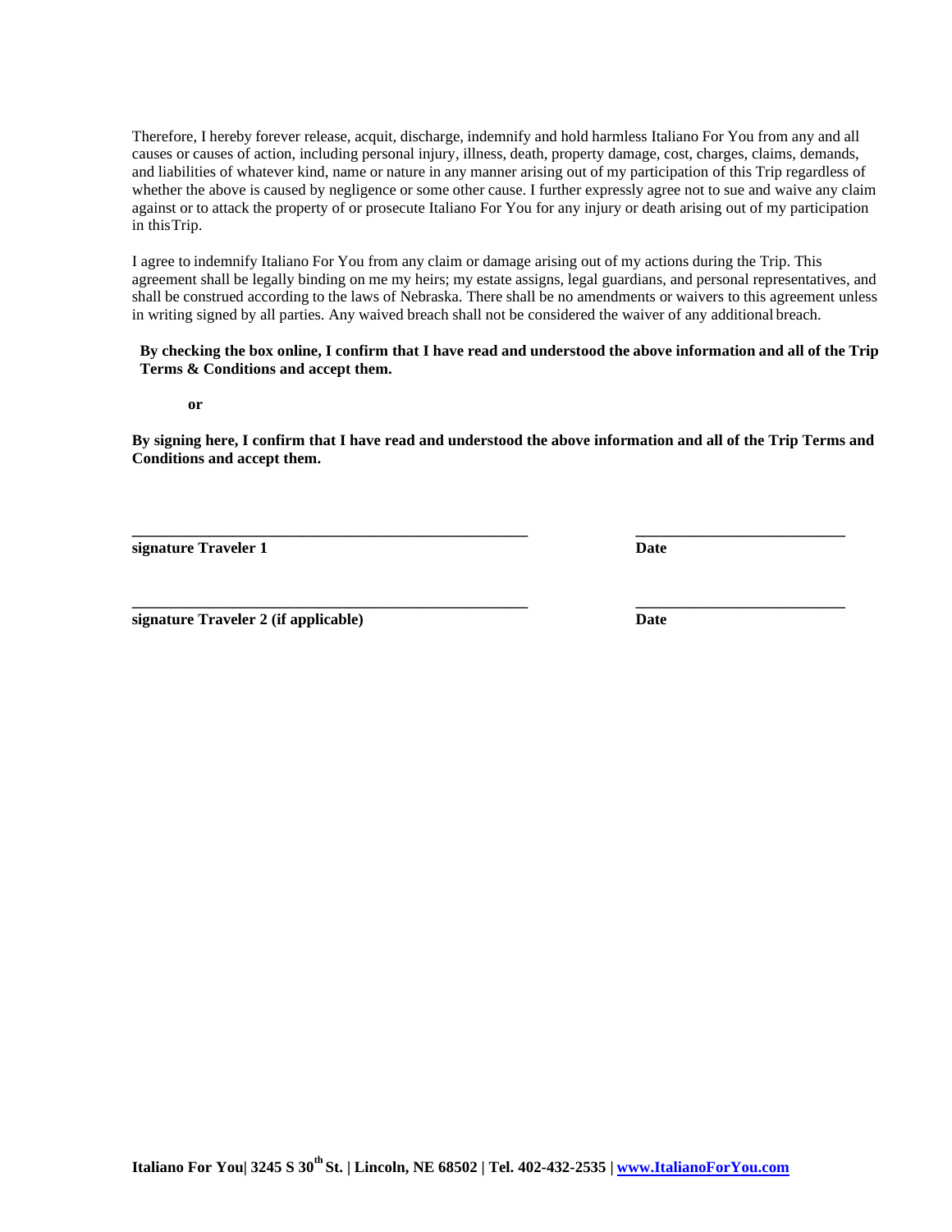Therefore, I hereby forever release, acquit, discharge, indemnify and hold harmless Italiano For You from any and all causes or causes of action, including personal injury, illness, death, property damage, cost, charges, claims, demands, and liabilities of whatever kind, name or nature in any manner arising out of my participation of this Trip regardless of whether the above is caused by negligence or some other cause. I further expressly agree not to sue and waive any claim against or to attack the property of or prosecute Italiano For You for any injury or death arising out of my participation in thisTrip.

I agree to indemnify Italiano For You from any claim or damage arising out of my actions during the Trip. This agreement shall be legally binding on me my heirs; my estate assigns, legal guardians, and personal representatives, and shall be construed according to the laws of Nebraska. There shall be no amendments or waivers to this agreement unless in writing signed by all parties. Any waived breach shall not be considered the waiver of any additional breach.

**By checking the box online, I confirm that I have read and understood the above information and all of the Trip Terms & Conditions and accept them.**

**or**

**By signing here, I confirm that I have read and understood the above information and all of the Trip Terms and Conditions and accept them.**

\_\_\_\_\_\_\_\_\_\_\_\_\_\_\_\_\_\_\_\_\_\_\_\_\_\_\_\_\_\_\_\_\_\_\_\_\_\_\_\_\_\_\_\_\_\_\_\_\_\_ \_\_\_\_\_\_\_\_\_\_\_\_\_\_\_\_\_\_\_\_\_\_\_\_\_\_\_

**signature Traveler 1** **Date**

\_\_\_\_\_\_\_\_\_\_\_\_\_\_\_\_\_\_\_\_\_\_\_\_\_\_\_\_\_\_\_\_\_\_\_\_\_\_\_\_\_\_\_\_\_\_\_\_\_\_ \_\_\_\_\_\_\_\_\_\_\_\_\_\_\_\_\_\_\_\_\_\_\_\_\_\_\_

**signature Traveler 2 (if applicable)** **Date**

**Italiano For You| 3245 S 30th St. | Lincoln, NE 68502 | Tel. 402-432-2535 | [www.ItalianoForYou.com](http://www.ItalianoForYou.com)**